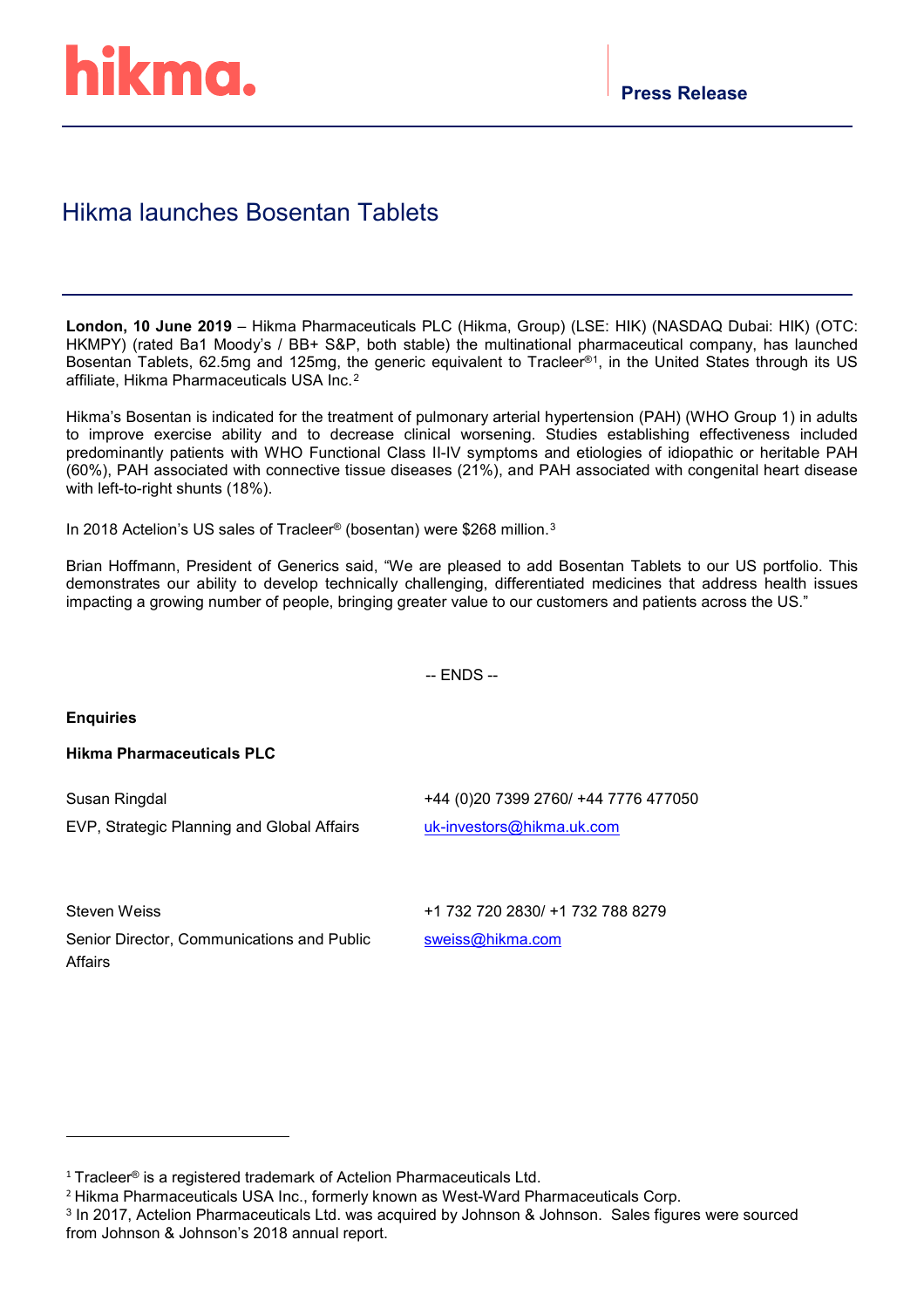hikma.

**Press Release**

# Hikma launches Bosentan Tablets

**London, 10 June 2019** – Hikma Pharmaceuticals PLC (Hikma, Group) (LSE: HIK) (NASDAQ Dubai: HIK) (OTC: HKMPY) (rated Ba1 Moody's / BB+ S&P, both stable) the multinational pharmaceutical company, has launched Bosentan Tablets, 62.5mg and 125mg, the generic equivalent to Tracleer®[1], in the United States through its US affiliate, Hikma Pharmaceuticals USA Inc.[2]

Hikma's Bosentan is indicated for the treatment of pulmonary arterial hypertension (PAH) (WHO Group 1) in adults to improve exercise ability and to decrease clinical worsening. Studies establishing effectiveness included predominantly patients with WHO Functional Class II-IV symptoms and etiologies of idiopathic or heritable PAH (60%), PAH associated with connective tissue diseases (21%), and PAH associated with congenital heart disease with left-to-right shunts (18%).

In 2018 Actelion's US sales of Tracleer® (bosentan) were $268 million.[3]

Brian Hoffmann, President of Generics said, "We are pleased to add Bosentan Tablets to our US portfolio. This demonstrates our ability to develop technically challenging, differentiated medicines that address health issues impacting a growing number of people, bringing greater value to our customers and patients across the US."

-- ENDS --

**Enquiries**

**Hikma Pharmaceuticals PLC**

| | |
|---|---|
| Susan Ringdal<br>EVP, Strategic Planning and Global Affairs | +44 (0)20 7399 2760/ +44 7776 477050<br>uk-investors@hikma.uk.com |
| Steven Weiss<br>Senior Director, Communications and Public Affairs | +1 732 720 2830/ +1 732 788 8279<br>sweiss@hikma.com |

---

[1] Tracleer® is a registered trademark of Actelion Pharmaceuticals Ltd.

[2] Hikma Pharmaceuticals USA Inc., formerly known as West-Ward Pharmaceuticals Corp.

[3] In 2017, Actelion Pharmaceuticals Ltd. was acquired by Johnson & Johnson. Sales figures were sourced from Johnson & Johnson's 2018 annual report.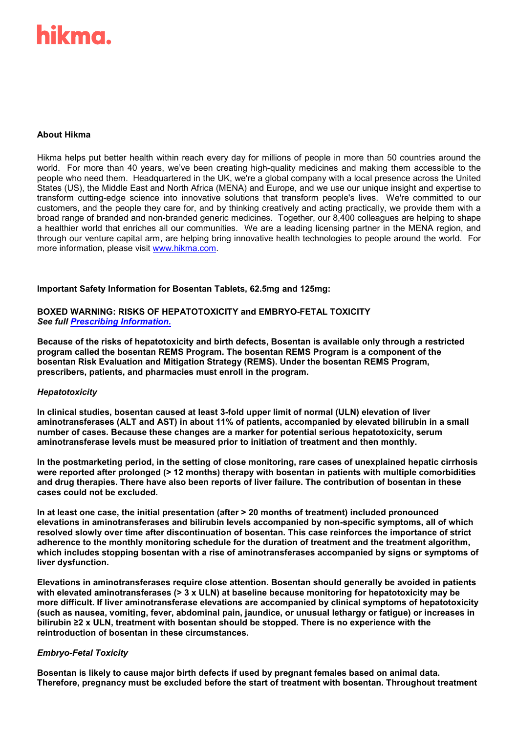hikma.

**About Hikma**

Hikma helps put better health within reach every day for millions of people in more than 50 countries around the world. For more than 40 years, we've been creating high-quality medicines and making them accessible to the people who need them. Headquartered in the UK, we're a global company with a local presence across the United States (US), the Middle East and North Africa (MENA) and Europe, and we use our unique insight and expertise to transform cutting-edge science into innovative solutions that transform people's lives. We're committed to our customers, and the people they care for, and by thinking creatively and acting practically, we provide them with a broad range of branded and non-branded generic medicines. Together, our 8,400 colleagues are helping to shape a healthier world that enriches all our communities. We are a leading licensing partner in the MENA region, and through our venture capital arm, are helping bring innovative health technologies to people around the world. For more information, please visit [www.hikma.com](www.hikma.com).

**Important Safety Information for Bosentan Tablets, 62.5mg and 125mg:**

**BOXED WARNING: RISKS OF HEPATOTOXICITY and EMBRYO-FETAL TOXICITY**
***See full Prescribing Information.***

**Because of the risks of hepatotoxicity and birth defects, Bosentan is available only through a restricted program called the bosentan REMS Program. The bosentan REMS Program is a component of the bosentan Risk Evaluation and Mitigation Strategy (REMS). Under the bosentan REMS Program, prescribers, patients, and pharmacies must enroll in the program.**

***Hepatotoxicity***

**In clinical studies, bosentan caused at least 3-fold upper limit of normal (ULN) elevation of liver aminotransferases (ALT and AST) in about 11% of patients, accompanied by elevated bilirubin in a small number of cases. Because these changes are a marker for potential serious hepatotoxicity, serum aminotransferase levels must be measured prior to initiation of treatment and then monthly.**

**In the postmarketing period, in the setting of close monitoring, rare cases of unexplained hepatic cirrhosis were reported after prolonged (> 12 months) therapy with bosentan in patients with multiple comorbidities and drug therapies. There have also been reports of liver failure. The contribution of bosentan in these cases could not be excluded.**

**In at least one case, the initial presentation (after > 20 months of treatment) included pronounced elevations in aminotransferases and bilirubin levels accompanied by non-specific symptoms, all of which resolved slowly over time after discontinuation of bosentan. This case reinforces the importance of strict adherence to the monthly monitoring schedule for the duration of treatment and the treatment algorithm, which includes stopping bosentan with a rise of aminotransferases accompanied by signs or symptoms of liver dysfunction.**

**Elevations in aminotransferases require close attention. Bosentan should generally be avoided in patients with elevated aminotransferases (> 3 x ULN) at baseline because monitoring for hepatotoxicity may be more difficult. If liver aminotransferase elevations are accompanied by clinical symptoms of hepatotoxicity (such as nausea, vomiting, fever, abdominal pain, jaundice, or unusual lethargy or fatigue) or increases in bilirubin ≥2 x ULN, treatment with bosentan should be stopped. There is no experience with the reintroduction of bosentan in these circumstances.**

***Embryo-Fetal Toxicity***

**Bosentan is likely to cause major birth defects if used by pregnant females based on animal data. Therefore, pregnancy must be excluded before the start of treatment with bosentan. Throughout treatment**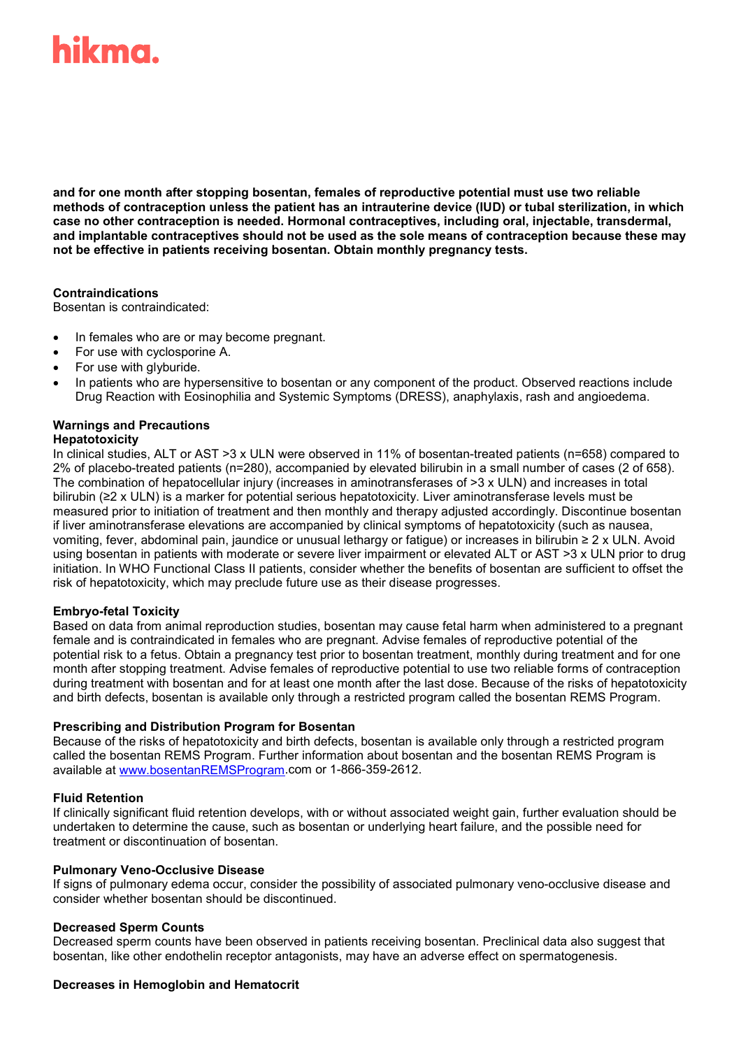**and for one month after stopping bosentan, females of reproductive potential must use two reliable methods of contraception unless the patient has an intrauterine device (IUD) or tubal sterilization, in which case no other contraception is needed. Hormonal contraceptives, including oral, injectable, transdermal, and implantable contraceptives should not be used as the sole means of contraception because these may not be effective in patients receiving bosentan. Obtain monthly pregnancy tests.**

**Contraindications**

Bosentan is contraindicated:

- In females who are or may become pregnant.
- For use with cyclosporine A.
- For use with glyburide.
- In patients who are hypersensitive to bosentan or any component of the product. Observed reactions include Drug Reaction with Eosinophilia and Systemic Symptoms (DRESS), anaphylaxis, rash and angioedema.

**Warnings and Precautions**

**Hepatotoxicity**

In clinical studies, ALT or AST >3 x ULN were observed in 11% of bosentan-treated patients (n=658) compared to 2% of placebo-treated patients (n=280), accompanied by elevated bilirubin in a small number of cases (2 of 658). The combination of hepatocellular injury (increases in aminotransferases of >3 x ULN) and increases in total bilirubin (≥2 x ULN) is a marker for potential serious hepatotoxicity. Liver aminotransferase levels must be measured prior to initiation of treatment and then monthly and therapy adjusted accordingly. Discontinue bosentan if liver aminotransferase elevations are accompanied by clinical symptoms of hepatotoxicity (such as nausea, vomiting, fever, abdominal pain, jaundice or unusual lethargy or fatigue) or increases in bilirubin ≥ 2 x ULN. Avoid using bosentan in patients with moderate or severe liver impairment or elevated ALT or AST >3 x ULN prior to drug initiation. In WHO Functional Class II patients, consider whether the benefits of bosentan are sufficient to offset the risk of hepatotoxicity, which may preclude future use as their disease progresses.

**Embryo-fetal Toxicity**

Based on data from animal reproduction studies, bosentan may cause fetal harm when administered to a pregnant female and is contraindicated in females who are pregnant. Advise females of reproductive potential of the potential risk to a fetus. Obtain a pregnancy test prior to bosentan treatment, monthly during treatment and for one month after stopping treatment. Advise females of reproductive potential to use two reliable forms of contraception during treatment with bosentan and for at least one month after the last dose. Because of the risks of hepatotoxicity and birth defects, bosentan is available only through a restricted program called the bosentan REMS Program.

**Prescribing and Distribution Program for Bosentan**

Because of the risks of hepatotoxicity and birth defects, bosentan is available only through a restricted program called the bosentan REMS Program. Further information about bosentan and the bosentan REMS Program is available at www.bosentanREMSProgram.com or 1-866-359-2612.

**Fluid Retention**

If clinically significant fluid retention develops, with or without associated weight gain, further evaluation should be undertaken to determine the cause, such as bosentan or underlying heart failure, and the possible need for treatment or discontinuation of bosentan.

**Pulmonary Veno-Occlusive Disease**

If signs of pulmonary edema occur, consider the possibility of associated pulmonary veno-occlusive disease and consider whether bosentan should be discontinued.

**Decreased Sperm Counts**

Decreased sperm counts have been observed in patients receiving bosentan. Preclinical data also suggest that bosentan, like other endothelin receptor antagonists, may have an adverse effect on spermatogenesis.

**Decreases in Hemoglobin and Hematocrit**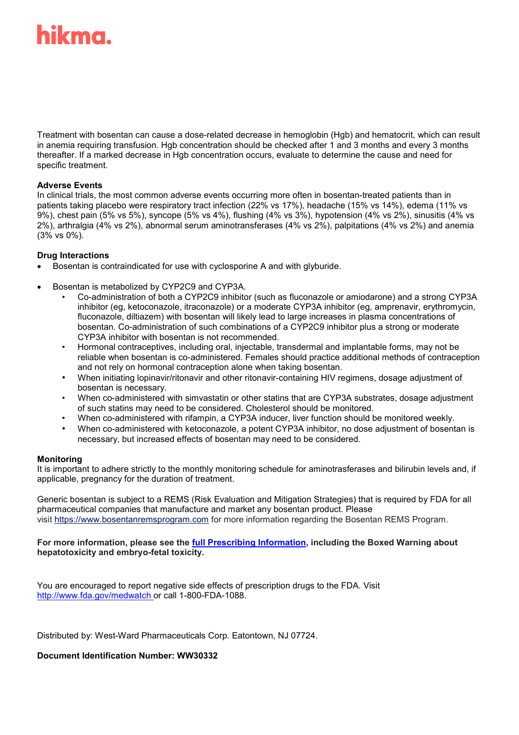Treatment with bosentan can cause a dose-related decrease in hemoglobin (Hgb) and hematocrit, which can result in anemia requiring transfusion. Hgb concentration should be checked after 1 and 3 months and every 3 months thereafter. If a marked decrease in Hgb concentration occurs, evaluate to determine the cause and need for specific treatment.

**Adverse Events**

In clinical trials, the most common adverse events occurring more often in bosentan-treated patients than in patients taking placebo were respiratory tract infection (22% vs 17%), headache (15% vs 14%), edema (11% vs 9%), chest pain (5% vs 5%), syncope (5% vs 4%), flushing (4% vs 3%), hypotension (4% vs 2%), sinusitis (4% vs 2%), arthralgia (4% vs 2%), abnormal serum aminotransferases (4% vs 2%), palpitations (4% vs 2%) and anemia (3% vs 0%).

**Drug Interactions**

- Bosentan is contraindicated for use with cyclosporine A and with glyburide.
- Bosentan is metabolized by CYP2C9 and CYP3A.
  - Co-administration of both a CYP2C9 inhibitor (such as fluconazole or amiodarone) and a strong CYP3A inhibitor (eg, ketoconazole, itraconazole) or a moderate CYP3A inhibitor (eg, amprenavir, erythromycin, fluconazole, diltiazem) with bosentan will likely lead to large increases in plasma concentrations of bosentan. Co-administration of such combinations of a CYP2C9 inhibitor plus a strong or moderate CYP3A inhibitor with bosentan is not recommended.
  - Hormonal contraceptives, including oral, injectable, transdermal and implantable forms, may not be reliable when bosentan is co-administered. Females should practice additional methods of contraception and not rely on hormonal contraception alone when taking bosentan.
  - When initiating lopinavir/ritonavir and other ritonavir-containing HIV regimens, dosage adjustment of bosentan is necessary.
  - When co-administered with simvastatin or other statins that are CYP3A substrates, dosage adjustment of such statins may need to be considered. Cholesterol should be monitored.
  - When co-administered with rifampin, a CYP3A inducer, liver function should be monitored weekly.
  - When co-administered with ketoconazole, a potent CYP3A inhibitor, no dose adjustment of bosentan is necessary, but increased effects of bosentan may need to be considered.

**Monitoring**

It is important to adhere strictly to the monthly monitoring schedule for aminotrasferases and bilirubin levels and, if applicable, pregnancy for the duration of treatment.

Generic bosentan is subject to a REMS (Risk Evaluation and Mitigation Strategies) that is required by FDA for all pharmaceutical companies that manufacture and market any bosentan product. Please visit https://www.bosentanremsprogram.com for more information regarding the Bosentan REMS Program.

**For more information, please see the full Prescribing Information, including the Boxed Warning about hepatotoxicity and embryo-fetal toxicity.**

You are encouraged to report negative side effects of prescription drugs to the FDA. Visit http://www.fda.gov/medwatch or call 1-800-FDA-1088.

Distributed by: West-Ward Pharmaceuticals Corp. Eatontown, NJ 07724.

**Document Identification Number: WW30332**